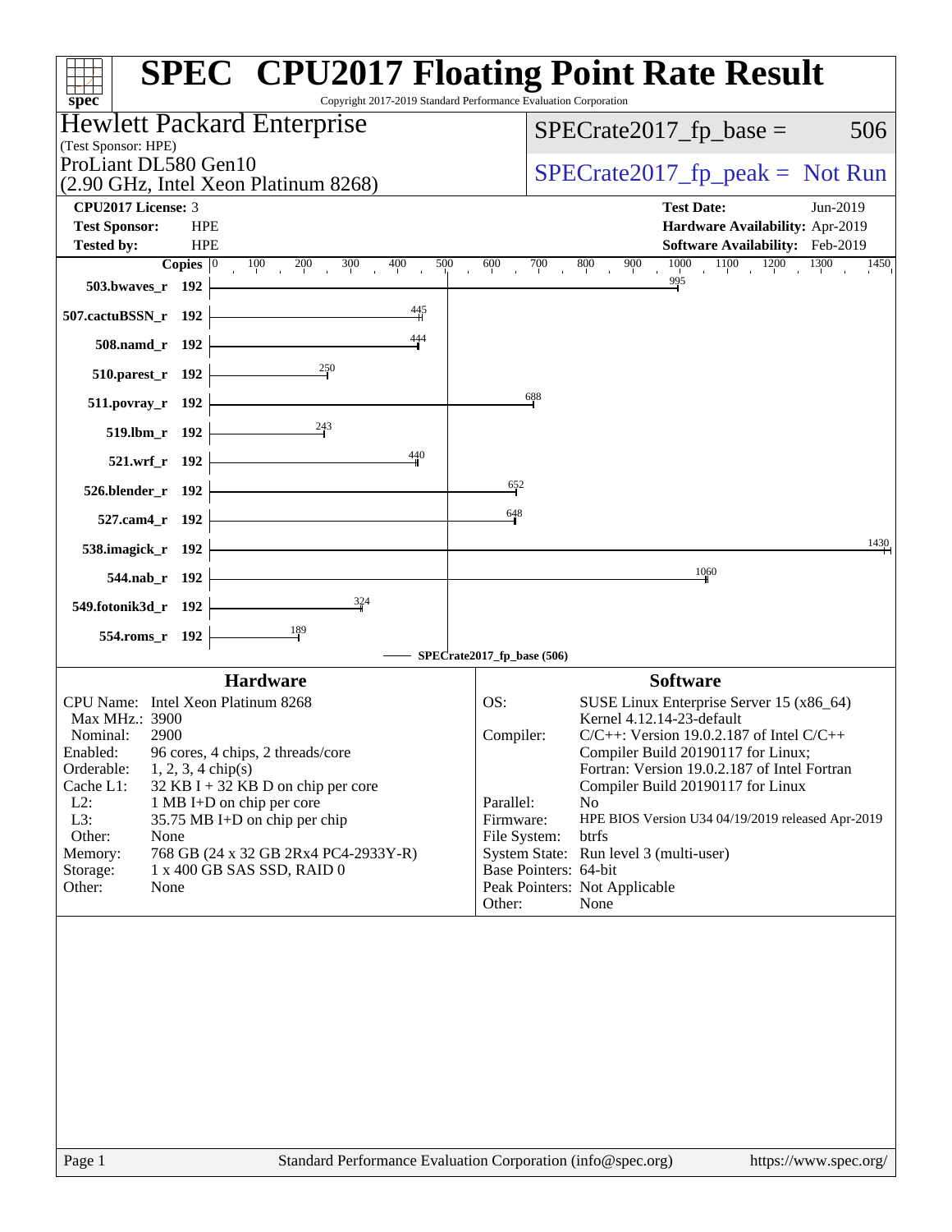# SPEC CPU2017 Floating Point Rate Result

Copyright 2017-2019 Standard Performance Evaluation Corporation

**Hewlett Packard Enterprise**
(Test Sponsor: HPE)
ProLiant DL580 Gen10
(2.90 GHz, Intel Xeon Platinum 8268)

SPECrate2017_fp_base = 506

SPECrate2017_fp_peak = Not Run

**CPU2017 License:** 3
**Test Sponsor:** HPE
**Tested by:** HPE

**Test Date:** Jun-2019
**Hardware Availability:** Apr-2019
**Software Availability:** Feb-2019

Copies 0 100 200 300 400 500 600 700 800 900 1000 1100 1200 1300 1450

503.bwaves_r 192 995
507.cactuBSSN_r 192 445
508.namd_r 192 444
510.parest_r 192 250
511.povray_r 192 688
519.lbm_r 192 243
521.wrf_r 192 440
526.blender_r 192 652
527.cam4_r 192 648
538.imagick_r 192 1430
544.nab_r 192 1060
549.fotonik3d_r 192 324
554.roms_r 192 189

SPECrate2017_fp_base (506)

## Hardware

| | |
|---|---|
| CPU Name: | Intel Xeon Platinum 8268 |
| Max MHz.: | 3900 |
| Nominal: | 2900 |
| Enabled: | 96 cores, 4 chips, 2 threads/core |
| Orderable: | 1, 2, 3, 4 chip(s) |
| Cache L1: | 32 KB I + 32 KB D on chip per core |
| L2: | 1 MB I+D on chip per core |
| L3: | 35.75 MB I+D on chip per chip |
| Other: | None |
| Memory: | 768 GB (24 x 32 GB 2Rx4 PC4-2933Y-R) |
| Storage: | 1 x 400 GB SAS SSD, RAID 0 |
| Other: | None |

## Software

| | |
|---|---|
| OS: | SUSE Linux Enterprise Server 15 (x86_64) Kernel 4.12.14-23-default |
| Compiler: | C/C++: Version 19.0.2.187 of Intel C/C++ Compiler Build 20190117 for Linux; Fortran: Version 19.0.2.187 of Intel Fortran Compiler Build 20190117 for Linux |
| Parallel: | No |
| Firmware: | HPE BIOS Version U34 04/19/2019 released Apr-2019 |
| File System: | btrfs |
| System State: | Run level 3 (multi-user) |
| Base Pointers: | 64-bit |
| Peak Pointers: | Not Applicable |
| Other: | None |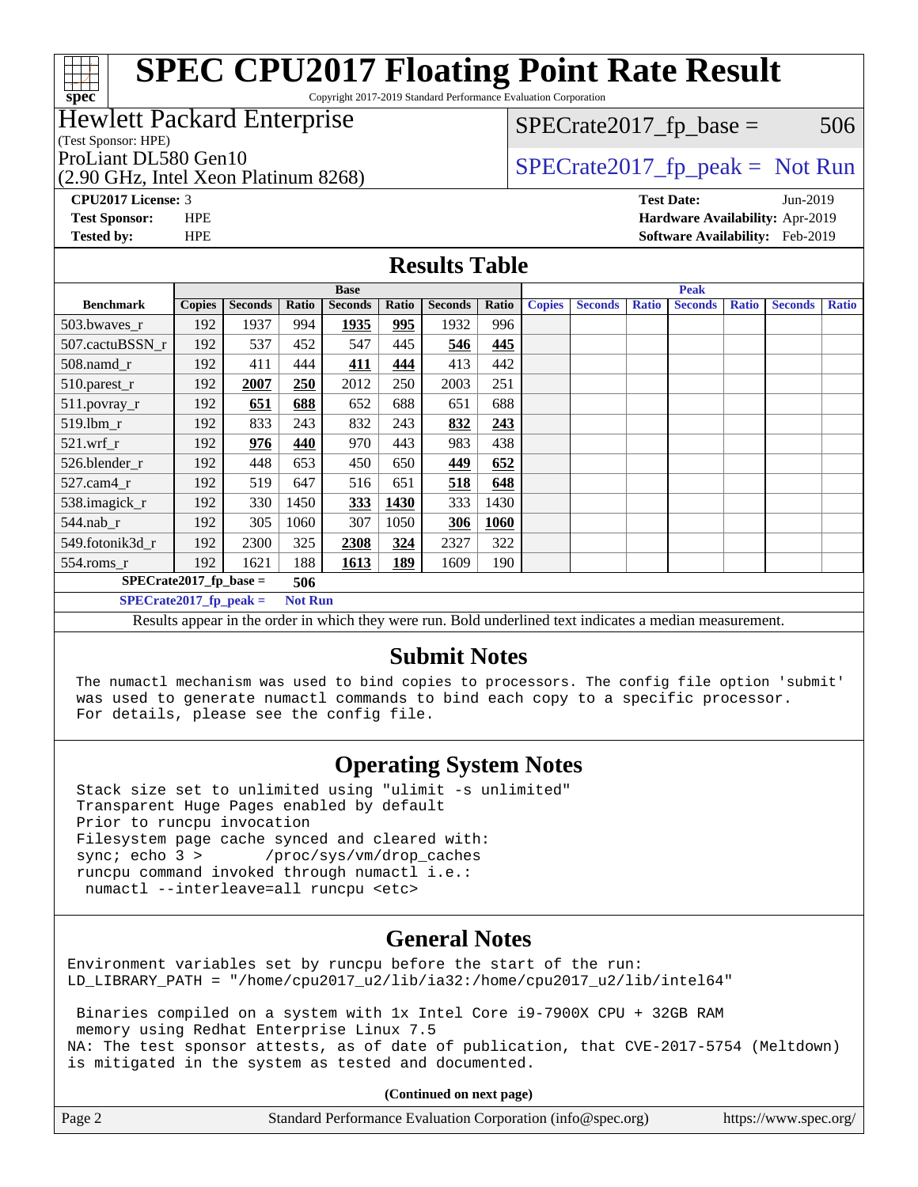# SPEC CPU2017 Floating Point Rate Result

Copyright 2017-2019 Standard Performance Evaluation Corporation

Hewlett Packard Enterprise
(Test Sponsor: HPE)
ProLiant DL580 Gen10
(2.90 GHz, Intel Xeon Platinum 8268)

SPECrate2017_fp_base = 506

SPECrate2017_fp_peak = Not Run

**CPU2017 License:** 3
**Test Sponsor:** HPE
**Tested by:** HPE

**Test Date:** Jun-2019
**Hardware Availability:** Apr-2019
**Software Availability:** Feb-2019

## Results Table

| | Base | | | | | | | Peak | | | | | | |
|---|---|---|---|---|---|---|---|---|---|---|---|---|---|---|
| **Benchmark** | **Copies** | **Seconds** | **Ratio** | **Seconds** | **Ratio** | **Seconds** | **Ratio** | **Copies** | **Seconds** | **Ratio** | **Seconds** | **Ratio** | **Seconds** | **Ratio** |
| 503.bwaves_r | 192 | 1937 | 994 | **1935** | **995** | 1932 | 996 | | | | | | | |
| 507.cactuBSSN_r | 192 | 537 | 452 | 547 | 445 | **546** | **445** | | | | | | | |
| 508.namd_r | 192 | 411 | 444 | **411** | **444** | 413 | 442 | | | | | | | |
| 510.parest_r | 192 | **2007** | **250** | 2012 | 250 | 2003 | 251 | | | | | | | |
| 511.povray_r | 192 | **651** | **688** | 652 | 688 | 651 | 688 | | | | | | | |
| 519.lbm_r | 192 | 833 | 243 | 832 | 243 | **832** | **243** | | | | | | | |
| 521.wrf_r | 192 | **976** | **440** | 970 | 443 | 983 | 438 | | | | | | | |
| 526.blender_r | 192 | 448 | 653 | 450 | 650 | **449** | **652** | | | | | | | |
| 527.cam4_r | 192 | 519 | 647 | 516 | 651 | **518** | **648** | | | | | | | |
| 538.imagick_r | 192 | 330 | 1450 | **333** | **1430** | 333 | 1430 | | | | | | | |
| 544.nab_r | 192 | 305 | 1060 | 307 | 1050 | **306** | **1060** | | | | | | | |
| 549.fotonik3d_r | 192 | 2300 | 325 | **2308** | **324** | 2327 | 322 | | | | | | | |
| 554.roms_r | 192 | 1621 | 188 | **1613** | **189** | 1609 | 190 | | | | | | | |

**SPECrate2017_fp_base = 506**

**SPECrate2017_fp_peak = Not Run**

Results appear in the order in which they were run. Bold underlined text indicates a median measurement.

## Submit Notes

```
The numactl mechanism was used to bind copies to processors. The config file option 'submit'
was used to generate numactl commands to bind each copy to a specific processor.
For details, please see the config file.
```

## Operating System Notes

```
Stack size set to unlimited using "ulimit -s unlimited"
Transparent Huge Pages enabled by default
Prior to runcpu invocation
Filesystem page cache synced and cleared with:
sync; echo 3 >       /proc/sys/vm/drop_caches
runcpu command invoked through numactl i.e.:
 numactl --interleave=all runcpu <etc>
```

## General Notes

```
Environment variables set by runcpu before the start of the run:
LD_LIBRARY_PATH = "/home/cpu2017_u2/lib/ia32:/home/cpu2017_u2/lib/intel64"

 Binaries compiled on a system with 1x Intel Core i9-7900X CPU + 32GB RAM
 memory using Redhat Enterprise Linux 7.5
NA: The test sponsor attests, as of date of publication, that CVE-2017-5754 (Meltdown)
is mitigated in the system as tested and documented.
```

**(Continued on next page)**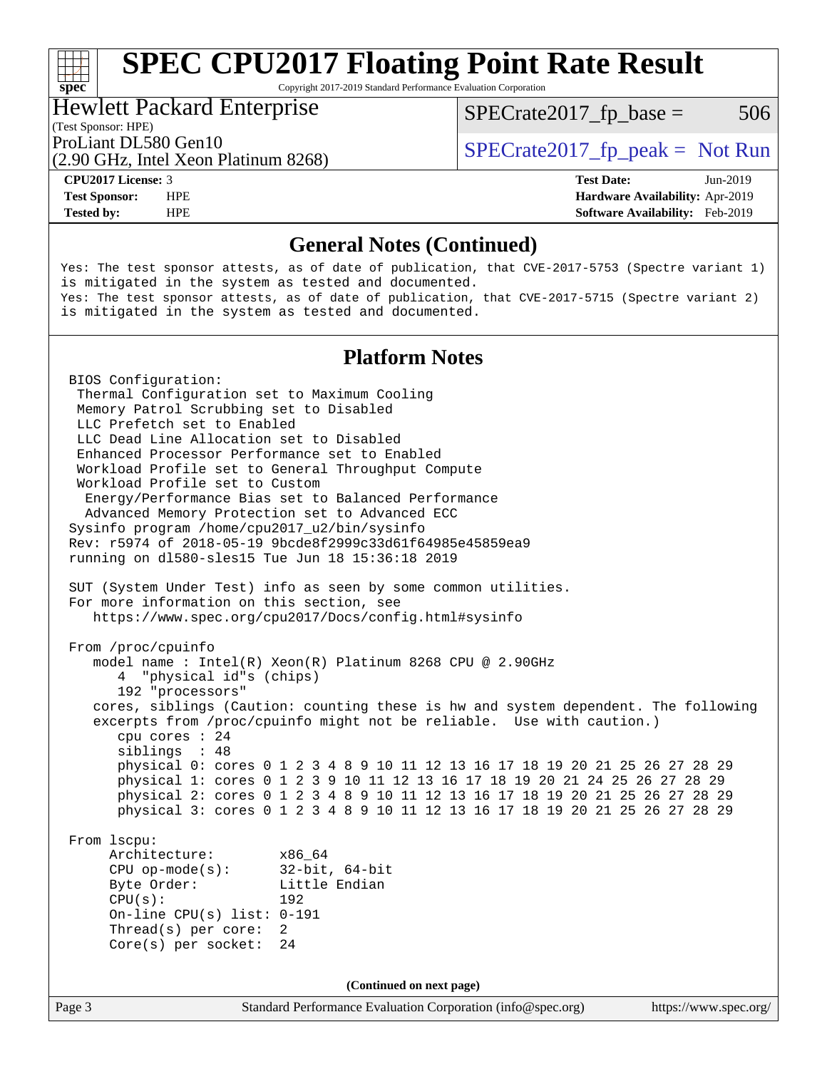# SPEC CPU2017 Floating Point Rate Result

Copyright 2017-2019 Standard Performance Evaluation Corporation

**Hewlett Packard Enterprise**
(Test Sponsor: HPE)
ProLiant DL580 Gen10
(2.90 GHz, Intel Xeon Platinum 8268)

SPECrate2017_fp_base = 506

SPECrate2017_fp_peak = Not Run

| | | | |
|---|---|---|---|
| **CPU2017 License:** | 3 | **Test Date:** | Jun-2019 |
| **Test Sponsor:** | HPE | **Hardware Availability:** | Apr-2019 |
| **Tested by:** | HPE | **Software Availability:** | Feb-2019 |

## General Notes (Continued)

```
Yes: The test sponsor attests, as of date of publication, that CVE-2017-5753 (Spectre variant 1)
is mitigated in the system as tested and documented.
Yes: The test sponsor attests, as of date of publication, that CVE-2017-5715 (Spectre variant 2)
is mitigated in the system as tested and documented.
```

## Platform Notes

```
BIOS Configuration:
 Thermal Configuration set to Maximum Cooling
 Memory Patrol Scrubbing set to Disabled
 LLC Prefetch set to Enabled
 LLC Dead Line Allocation set to Disabled
 Enhanced Processor Performance set to Enabled
 Workload Profile set to General Throughput Compute
 Workload Profile set to Custom
  Energy/Performance Bias set to Balanced Performance
  Advanced Memory Protection set to Advanced ECC
Sysinfo program /home/cpu2017_u2/bin/sysinfo
Rev: r5974 of 2018-05-19 9bcde8f2999c33d61f64985e45859ea9
running on dl580-sles15 Tue Jun 18 15:36:18 2019

SUT (System Under Test) info as seen by some common utilities.
For more information on this section, see
   https://www.spec.org/cpu2017/Docs/config.html#sysinfo

From /proc/cpuinfo
   model name : Intel(R) Xeon(R) Platinum 8268 CPU @ 2.90GHz
      4  "physical id"s (chips)
      192 "processors"
   cores, siblings (Caution: counting these is hw and system dependent. The following
   excerpts from /proc/cpuinfo might not be reliable.  Use with caution.)
      cpu cores : 24
      siblings  : 48
      physical 0: cores 0 1 2 3 4 8 9 10 11 12 13 16 17 18 19 20 21 25 26 27 28 29
      physical 1: cores 0 1 2 3 9 10 11 12 13 16 17 18 19 20 21 24 25 26 27 28 29
      physical 2: cores 0 1 2 3 4 8 9 10 11 12 13 16 17 18 19 20 21 25 26 27 28 29
      physical 3: cores 0 1 2 3 4 8 9 10 11 12 13 16 17 18 19 20 21 25 26 27 28 29

From lscpu:
     Architecture:        x86_64
     CPU op-mode(s):      32-bit, 64-bit
     Byte Order:          Little Endian
     CPU(s):              192
     On-line CPU(s) list: 0-191
     Thread(s) per core:  2
     Core(s) per socket:  24
```

(Continued on next page)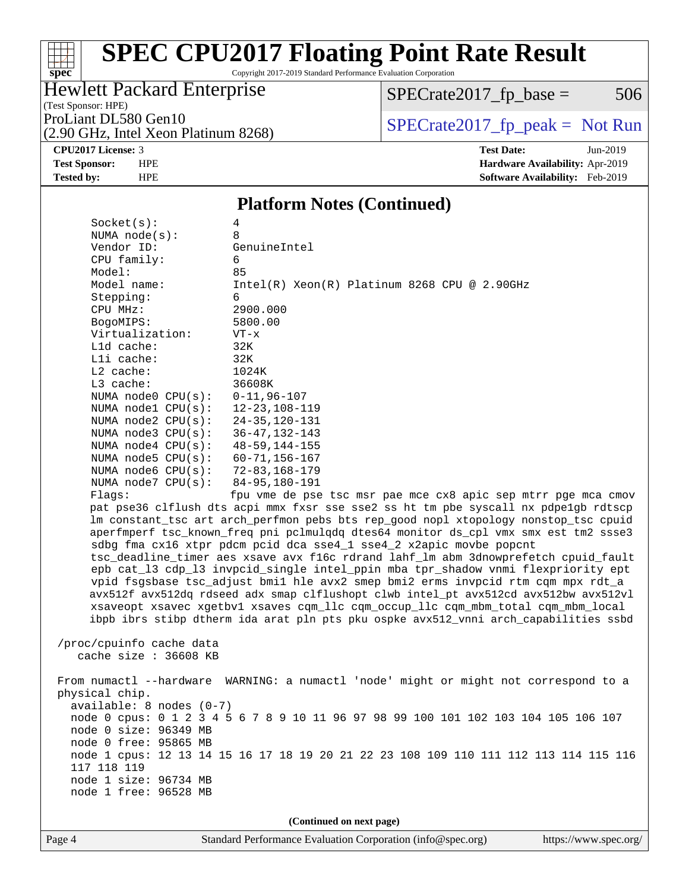## Platform Notes (Continued)

```
    Socket(s):             4
    NUMA node(s):          8
    Vendor ID:             GenuineIntel
    CPU family:            6
    Model:                 85
    Model name:            Intel(R) Xeon(R) Platinum 8268 CPU @ 2.90GHz
    Stepping:              6
    CPU MHz:               2900.000
    BogoMIPS:              5800.00
    Virtualization:        VT-x
    L1d cache:             32K
    L1i cache:             32K
    L2 cache:              1024K
    L3 cache:              36608K
    NUMA node0 CPU(s):     0-11,96-107
    NUMA node1 CPU(s):     12-23,108-119
    NUMA node2 CPU(s):     24-35,120-131
    NUMA node3 CPU(s):     36-47,132-143
    NUMA node4 CPU(s):     48-59,144-155
    NUMA node5 CPU(s):     60-71,156-167
    NUMA node6 CPU(s):     72-83,168-179
    NUMA node7 CPU(s):     84-95,180-191
    Flags:                 fpu vme de pse tsc msr pae mce cx8 apic sep mtrr pge mca cmov
    pat pse36 clflush dts acpi mmx fxsr sse sse2 ss ht tm pbe syscall nx pdpe1gb rdtscp
    lm constant_tsc art arch_perfmon pebs bts rep_good nopl xtopology nonstop_tsc cpuid
    aperfmperf tsc_known_freq pni pclmulqdq dtes64 monitor ds_cpl vmx smx est tm2 ssse3
    sdbg fma cx16 xtpr pdcm pcid dca sse4_1 sse4_2 x2apic movbe popcnt
    tsc_deadline_timer aes xsave avx f16c rdrand lahf_lm abm 3dnowprefetch cpuid_fault
    epb cat_l3 cdp_l3 invpcid_single intel_ppin mba tpr_shadow vnmi flexpriority ept
    vpid fsgsbase tsc_adjust bmi1 hle avx2 smep bmi2 erms invpcid rtm cqm mpx rdt_a
    avx512f avx512dq rdseed adx smap clflushopt clwb intel_pt avx512cd avx512bw avx512vl
    xsaveopt xsavec xgetbv1 xsaves cqm_llc cqm_occup_llc cqm_mbm_total cqm_mbm_local
    ibpb ibrs stibp dtherm ida arat pln pts pku ospke avx512_vnni arch_capabilities ssbd

 /proc/cpuinfo cache data
    cache size : 36608 KB

 From numactl --hardware  WARNING: a numactl 'node' might or might not correspond to a
 physical chip.
   available: 8 nodes (0-7)
   node 0 cpus: 0 1 2 3 4 5 6 7 8 9 10 11 96 97 98 99 100 101 102 103 104 105 106 107
   node 0 size: 96349 MB
   node 0 free: 95865 MB
   node 1 cpus: 12 13 14 15 16 17 18 19 20 21 22 23 108 109 110 111 112 113 114 115 116
   117 118 119
   node 1 size: 96734 MB
   node 1 free: 96528 MB
```

**(Continued on next page)**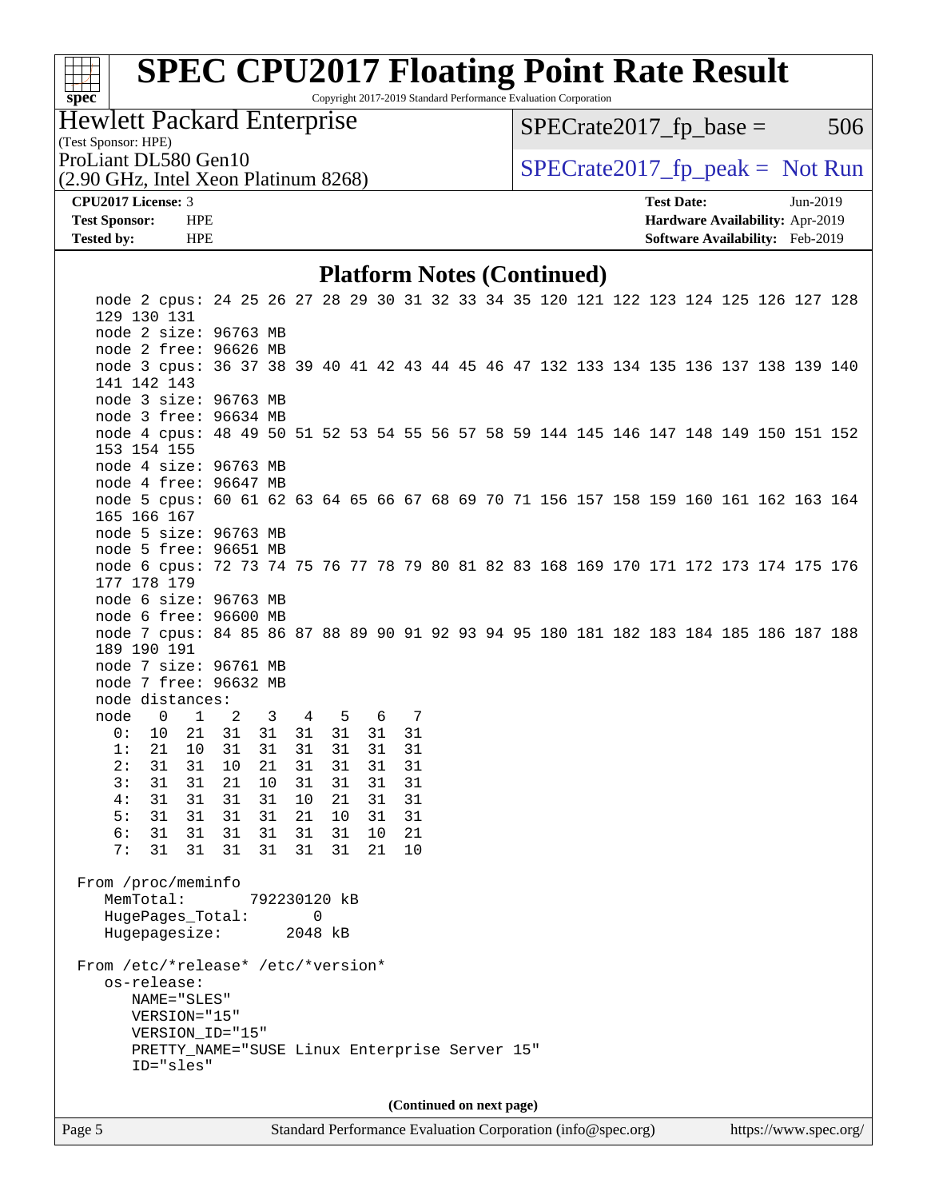# SPEC CPU2017 Floating Point Rate Result

Copyright 2017-2019 Standard Performance Evaluation Corporation

**Hewlett Packard Enterprise**
(Test Sponsor: HPE)
ProLiant DL580 Gen10
(2.90 GHz, Intel Xeon Platinum 8268)

SPECrate2017_fp_base = 506

SPECrate2017_fp_peak = Not Run

**CPU2017 License:** 3
**Test Sponsor:** HPE
**Tested by:** HPE

**Test Date:** Jun-2019
**Hardware Availability:** Apr-2019
**Software Availability:** Feb-2019

## Platform Notes (Continued)

```
   node 2 cpus: 24 25 26 27 28 29 30 31 32 33 34 35 120 121 122 123 124 125 126 127 128
   129 130 131
   node 2 size: 96763 MB
   node 2 free: 96626 MB
   node 3 cpus: 36 37 38 39 40 41 42 43 44 45 46 47 132 133 134 135 136 137 138 139 140
   141 142 143
   node 3 size: 96763 MB
   node 3 free: 96634 MB
   node 4 cpus: 48 49 50 51 52 53 54 55 56 57 58 59 144 145 146 147 148 149 150 151 152
   153 154 155
   node 4 size: 96763 MB
   node 4 free: 96647 MB
   node 5 cpus: 60 61 62 63 64 65 66 67 68 69 70 71 156 157 158 159 160 161 162 163 164
   165 166 167
   node 5 size: 96763 MB
   node 5 free: 96651 MB
   node 6 cpus: 72 73 74 75 76 77 78 79 80 81 82 83 168 169 170 171 172 173 174 175 176
   177 178 179
   node 6 size: 96763 MB
   node 6 free: 96600 MB
   node 7 cpus: 84 85 86 87 88 89 90 91 92 93 94 95 180 181 182 183 184 185 186 187 188
   189 190 191
   node 7 size: 96761 MB
   node 7 free: 96632 MB
   node distances:
   node   0   1   2   3   4   5   6   7
     0:  10  21  31  31  31  31  31  31
     1:  21  10  31  31  31  31  31  31
     2:  31  31  10  21  31  31  31  31
     3:  31  31  21  10  31  31  31  31
     4:  31  31  31  31  10  21  31  31
     5:  31  31  31  31  21  10  31  31
     6:  31  31  31  31  31  31  10  21
     7:  31  31  31  31  31  31  21  10

 From /proc/meminfo
    MemTotal:       792230120 kB
    HugePages_Total:       0
    Hugepagesize:       2048 kB

 From /etc/*release* /etc/*version*
    os-release:
       NAME="SLES"
       VERSION="15"
       VERSION_ID="15"
       PRETTY_NAME="SUSE Linux Enterprise Server 15"
       ID="sles"
```

**(Continued on next page)**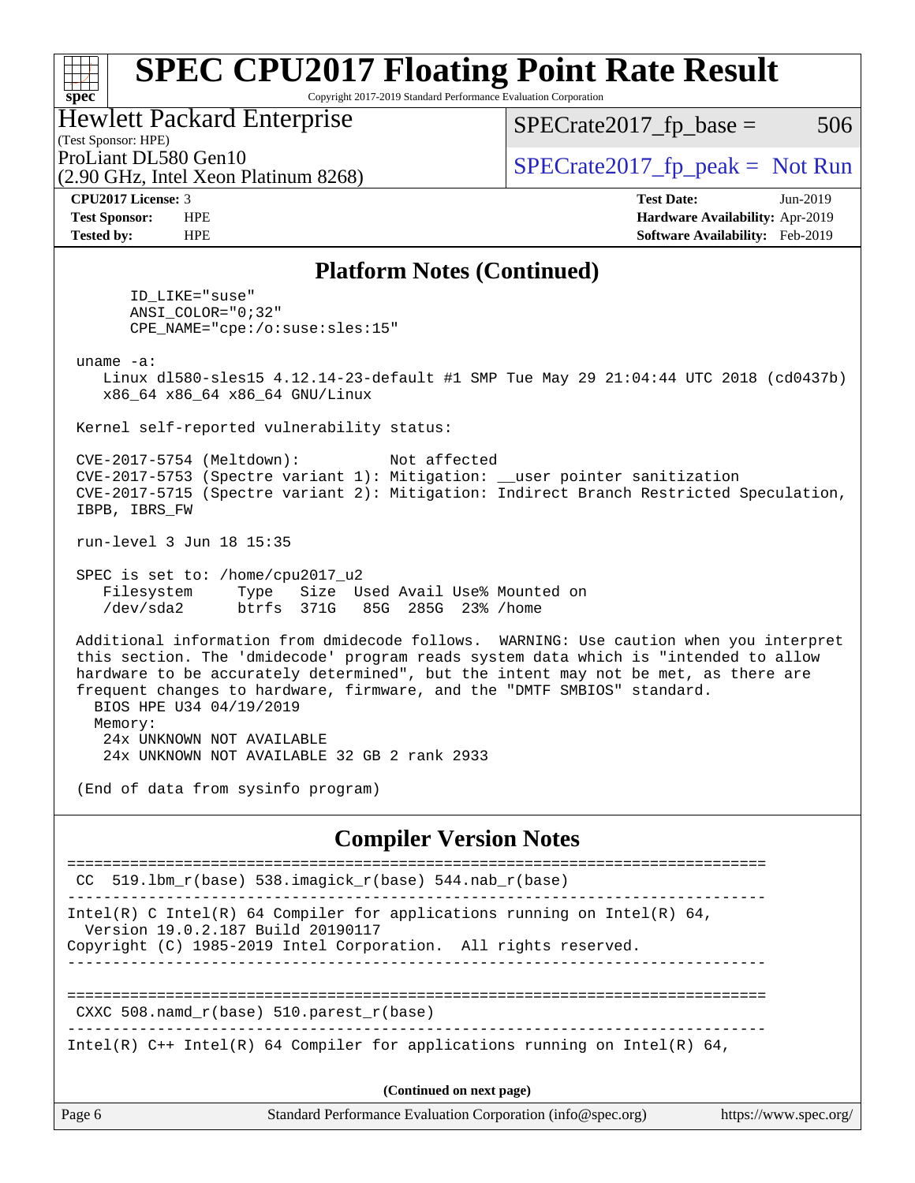# SPEC CPU2017 Floating Point Rate Result

Copyright 2017-2019 Standard Performance Evaluation Corporation

**Hewlett Packard Enterprise**
(Test Sponsor: HPE)

ProLiant DL580 Gen10
(2.90 GHz, Intel Xeon Platinum 8268)

SPECrate2017_fp_base = 506

SPECrate2017_fp_peak = Not Run

| | | | |
|---|---|---|---|
| **CPU2017 License:** | 3 | **Test Date:** | Jun-2019 |
| **Test Sponsor:** | HPE | **Hardware Availability:** | Apr-2019 |
| **Tested by:** | HPE | **Software Availability:** | Feb-2019 |

## Platform Notes (Continued)

```
      ID_LIKE="suse"
      ANSI_COLOR="0;32"
      CPE_NAME="cpe:/o:suse:sles:15"

 uname -a:
    Linux dl580-sles15 4.12.14-23-default #1 SMP Tue May 29 21:04:44 UTC 2018 (cd0437b)
    x86_64 x86_64 x86_64 GNU/Linux

 Kernel self-reported vulnerability status:

 CVE-2017-5754 (Meltdown):          Not affected
 CVE-2017-5753 (Spectre variant 1): Mitigation: __user pointer sanitization
 CVE-2017-5715 (Spectre variant 2): Mitigation: Indirect Branch Restricted Speculation,
 IBPB, IBRS_FW

 run-level 3 Jun 18 15:35

 SPEC is set to: /home/cpu2017_u2
    Filesystem     Type   Size  Used Avail Use% Mounted on
    /dev/sda2      btrfs  371G   85G  285G  23% /home

 Additional information from dmidecode follows.  WARNING: Use caution when you interpret
 this section. The 'dmidecode' program reads system data which is "intended to allow
 hardware to be accurately determined", but the intent may not be met, as there are
 frequent changes to hardware, firmware, and the "DMTF SMBIOS" standard.
   BIOS HPE U34 04/19/2019
   Memory:
    24x UNKNOWN NOT AVAILABLE
    24x UNKNOWN NOT AVAILABLE 32 GB 2 rank 2933

 (End of data from sysinfo program)
```

## Compiler Version Notes

```
==============================================================================
 CC  519.lbm_r(base) 538.imagick_r(base) 544.nab_r(base)
------------------------------------------------------------------------------
Intel(R) C Intel(R) 64 Compiler for applications running on Intel(R) 64,
  Version 19.0.2.187 Build 20190117
Copyright (C) 1985-2019 Intel Corporation.  All rights reserved.
------------------------------------------------------------------------------

==============================================================================
 CXXC 508.namd_r(base) 510.parest_r(base)
------------------------------------------------------------------------------
Intel(R) C++ Intel(R) 64 Compiler for applications running on Intel(R) 64,
```

**(Continued on next page)**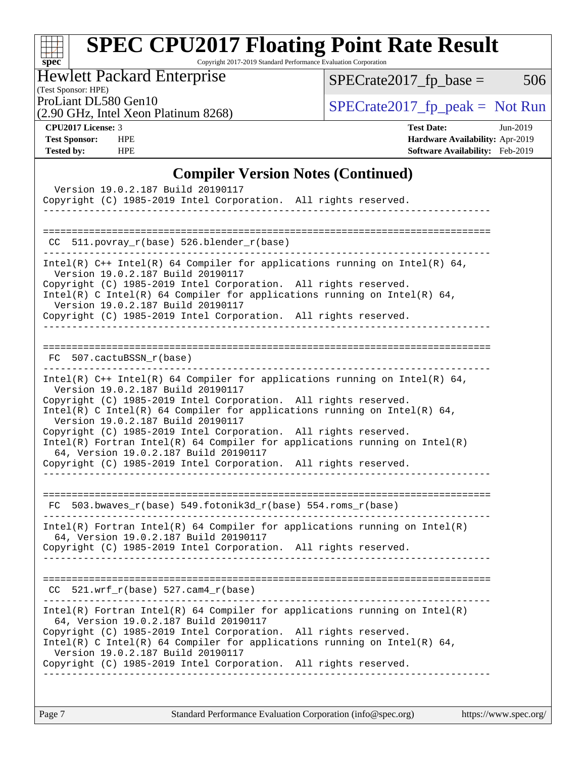## Compiler Version Notes (Continued)

```
  Version 19.0.2.187 Build 20190117
Copyright (C) 1985-2019 Intel Corporation.  All rights reserved.
------------------------------------------------------------------------------

==============================================================================
 CC  511.povray_r(base) 526.blender_r(base)
------------------------------------------------------------------------------
Intel(R) C++ Intel(R) 64 Compiler for applications running on Intel(R) 64,
  Version 19.0.2.187 Build 20190117
Copyright (C) 1985-2019 Intel Corporation.  All rights reserved.
Intel(R) C Intel(R) 64 Compiler for applications running on Intel(R) 64,
  Version 19.0.2.187 Build 20190117
Copyright (C) 1985-2019 Intel Corporation.  All rights reserved.
------------------------------------------------------------------------------

==============================================================================
 FC  507.cactuBSSN_r(base)
------------------------------------------------------------------------------
Intel(R) C++ Intel(R) 64 Compiler for applications running on Intel(R) 64,
  Version 19.0.2.187 Build 20190117
Copyright (C) 1985-2019 Intel Corporation.  All rights reserved.
Intel(R) C Intel(R) 64 Compiler for applications running on Intel(R) 64,
  Version 19.0.2.187 Build 20190117
Copyright (C) 1985-2019 Intel Corporation.  All rights reserved.
Intel(R) Fortran Intel(R) 64 Compiler for applications running on Intel(R)
  64, Version 19.0.2.187 Build 20190117
Copyright (C) 1985-2019 Intel Corporation.  All rights reserved.
------------------------------------------------------------------------------

==============================================================================
 FC  503.bwaves_r(base) 549.fotonik3d_r(base) 554.roms_r(base)
------------------------------------------------------------------------------
Intel(R) Fortran Intel(R) 64 Compiler for applications running on Intel(R)
  64, Version 19.0.2.187 Build 20190117
Copyright (C) 1985-2019 Intel Corporation.  All rights reserved.
------------------------------------------------------------------------------

==============================================================================
 CC  521.wrf_r(base) 527.cam4_r(base)
------------------------------------------------------------------------------
Intel(R) Fortran Intel(R) 64 Compiler for applications running on Intel(R)
  64, Version 19.0.2.187 Build 20190117
Copyright (C) 1985-2019 Intel Corporation.  All rights reserved.
Intel(R) C Intel(R) 64 Compiler for applications running on Intel(R) 64,
  Version 19.0.2.187 Build 20190117
Copyright (C) 1985-2019 Intel Corporation.  All rights reserved.
------------------------------------------------------------------------------
```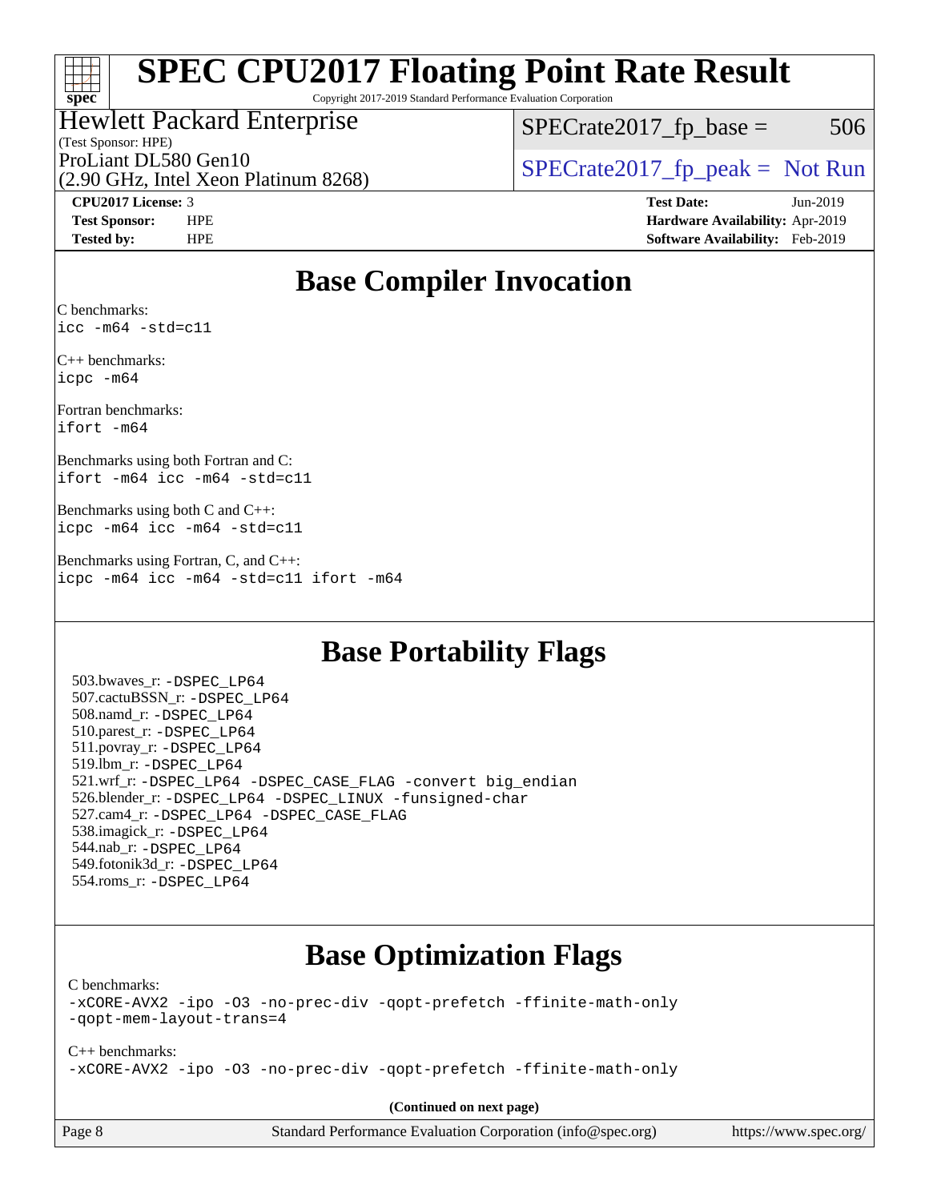# SPEC CPU2017 Floating Point Rate Result

Copyright 2017-2019 Standard Performance Evaluation Corporation

**Hewlett Packard Enterprise**
(Test Sponsor: HPE)
ProLiant DL580 Gen10
(2.90 GHz, Intel Xeon Platinum 8268)

SPECrate2017_fp_base = 506

SPECrate2017_fp_peak = Not Run

| | | | |
|---|---|---|---|
| **CPU2017 License:** | 3 | **Test Date:** | Jun-2019 |
| **Test Sponsor:** | HPE | **Hardware Availability:** | Apr-2019 |
| **Tested by:** | HPE | **Software Availability:** | Feb-2019 |

## Base Compiler Invocation

C benchmarks:
```
icc -m64 -std=c11
```

C++ benchmarks:
```
icpc -m64
```

Fortran benchmarks:
```
ifort -m64
```

Benchmarks using both Fortran and C:
```
ifort -m64 icc -m64 -std=c11
```

Benchmarks using both C and C++:
```
icpc -m64 icc -m64 -std=c11
```

Benchmarks using Fortran, C, and C++:
```
icpc -m64 icc -m64 -std=c11 ifort -m64
```

## Base Portability Flags

503.bwaves_r: -DSPEC_LP64
507.cactuBSSN_r: -DSPEC_LP64
508.namd_r: -DSPEC_LP64
510.parest_r: -DSPEC_LP64
511.povray_r: -DSPEC_LP64
519.lbm_r: -DSPEC_LP64
521.wrf_r: -DSPEC_LP64 -DSPEC_CASE_FLAG -convert big_endian
526.blender_r: -DSPEC_LP64 -DSPEC_LINUX -funsigned-char
527.cam4_r: -DSPEC_LP64 -DSPEC_CASE_FLAG
538.imagick_r: -DSPEC_LP64
544.nab_r: -DSPEC_LP64
549.fotonik3d_r: -DSPEC_LP64
554.roms_r: -DSPEC_LP64

## Base Optimization Flags

C benchmarks:
```
-xCORE-AVX2 -ipo -O3 -no-prec-div -qopt-prefetch -ffinite-math-only
-qopt-mem-layout-trans=4
```

C++ benchmarks:
```
-xCORE-AVX2 -ipo -O3 -no-prec-div -qopt-prefetch -ffinite-math-only
```

**(Continued on next page)**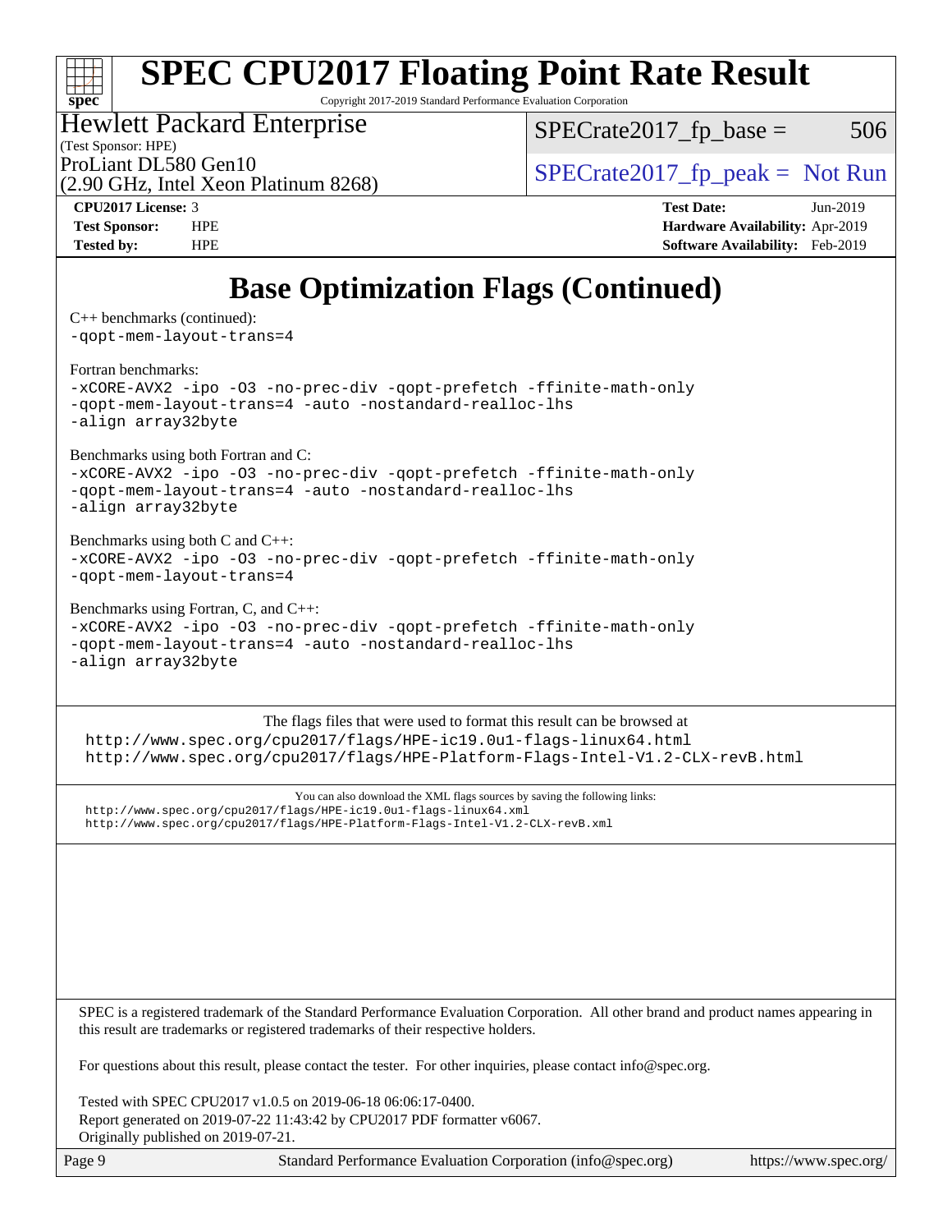# Base Optimization Flags (Continued)

C++ benchmarks (continued):
-qopt-mem-layout-trans=4

Fortran benchmarks:
-xCORE-AVX2 -ipo -O3 -no-prec-div -qopt-prefetch -ffinite-math-only
-qopt-mem-layout-trans=4 -auto -nostandard-realloc-lhs
-align array32byte

Benchmarks using both Fortran and C:
-xCORE-AVX2 -ipo -O3 -no-prec-div -qopt-prefetch -ffinite-math-only
-qopt-mem-layout-trans=4 -auto -nostandard-realloc-lhs
-align array32byte

Benchmarks using both C and C++:
-xCORE-AVX2 -ipo -O3 -no-prec-div -qopt-prefetch -ffinite-math-only
-qopt-mem-layout-trans=4

Benchmarks using Fortran, C, and C++:
-xCORE-AVX2 -ipo -O3 -no-prec-div -qopt-prefetch -ffinite-math-only
-qopt-mem-layout-trans=4 -auto -nostandard-realloc-lhs
-align array32byte

The flags files that were used to format this result can be browsed at
http://www.spec.org/cpu2017/flags/HPE-ic19.0u1-flags-linux64.html
http://www.spec.org/cpu2017/flags/HPE-Platform-Flags-Intel-V1.2-CLX-revB.html

You can also download the XML flags sources by saving the following links:
http://www.spec.org/cpu2017/flags/HPE-ic19.0u1-flags-linux64.xml
http://www.spec.org/cpu2017/flags/HPE-Platform-Flags-Intel-V1.2-CLX-revB.xml

SPEC is a registered trademark of the Standard Performance Evaluation Corporation. All other brand and product names appearing in this result are trademarks or registered trademarks of their respective holders.

For questions about this result, please contact the tester. For other inquiries, please contact info@spec.org.

Tested with SPEC CPU2017 v1.0.5 on 2019-06-18 06:06:17-0400.
Report generated on 2019-07-22 11:43:42 by CPU2017 PDF formatter v6067.
Originally published on 2019-07-21.